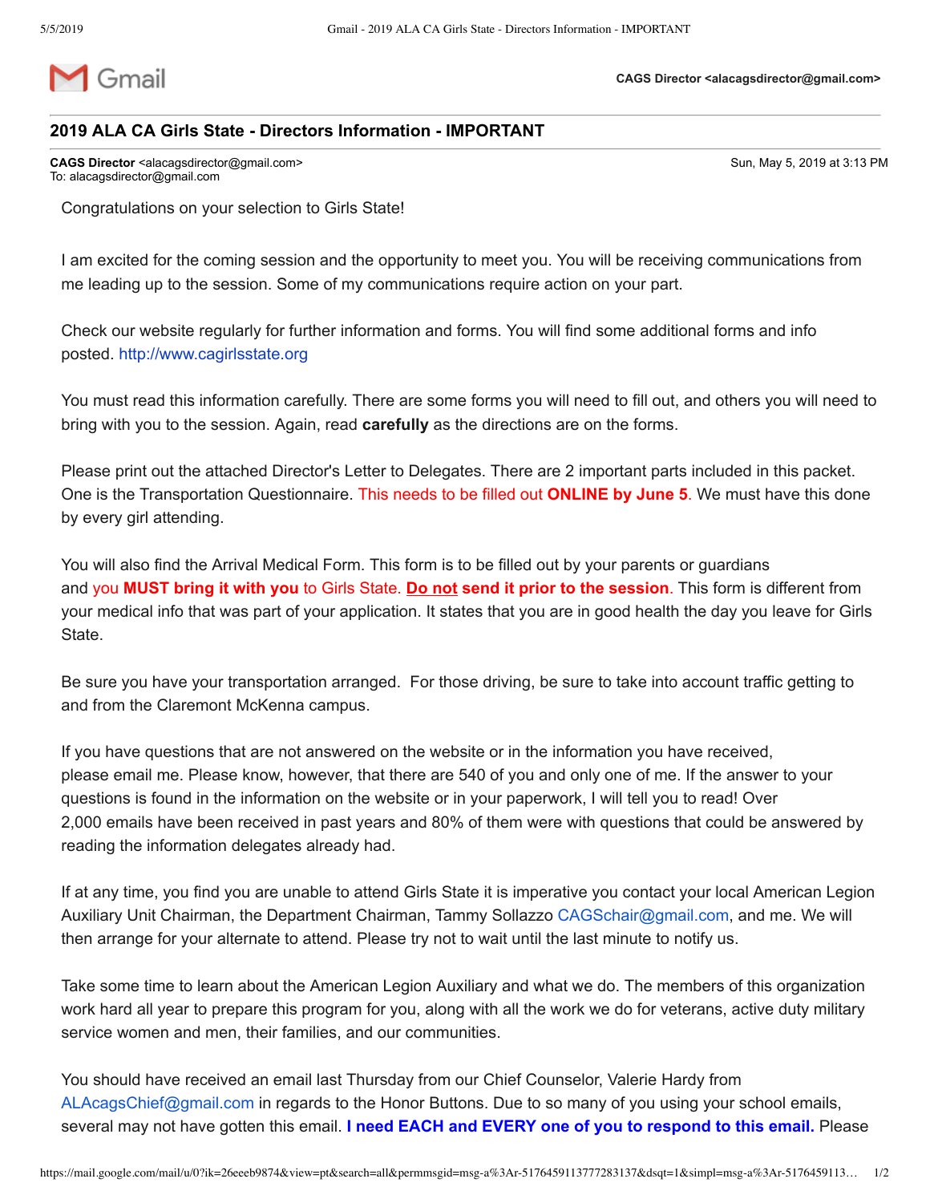Gmail

**CAGS Director <alacagsdirector@gmail.com>**

## 2019 ALA CA Girls State - Directors Information - IMPORTANT

**CAGS Director** <alacagsdirector@gmail.com>
To: alacagsdirector@gmail.com

Sun, May 5, 2019 at 3:13 PM

Congratulations on your selection to Girls State!

I am excited for the coming session and the opportunity to meet you. You will be receiving communications from me leading up to the session. Some of my communications require action on your part.

Check our website regularly for further information and forms. You will find some additional forms and info posted. http://www.cagirlsstate.org

You must read this information carefully. There are some forms you will need to fill out, and others you will need to bring with you to the session. Again, read **carefully** as the directions are on the forms.

Please print out the attached Director's Letter to Delegates. There are 2 important parts included in this packet. One is the Transportation Questionnaire. This needs to be filled out **ONLINE by June 5**. We must have this done by every girl attending.

You will also find the Arrival Medical Form. This form is to be filled out by your parents or guardians and you **MUST bring it with you** to Girls State. **Do not send it prior to the session**. This form is different from your medical info that was part of your application. It states that you are in good health the day you leave for Girls State.

Be sure you have your transportation arranged. For those driving, be sure to take into account traffic getting to and from the Claremont McKenna campus.

If you have questions that are not answered on the website or in the information you have received, please email me. Please know, however, that there are 540 of you and only one of me. If the answer to your questions is found in the information on the website or in your paperwork, I will tell you to read! Over 2,000 emails have been received in past years and 80% of them were with questions that could be answered by reading the information delegates already had.

If at any time, you find you are unable to attend Girls State it is imperative you contact your local American Legion Auxiliary Unit Chairman, the Department Chairman, Tammy Sollazzo CAGSchair@gmail.com, and me. We will then arrange for your alternate to attend. Please try not to wait until the last minute to notify us.

Take some time to learn about the American Legion Auxiliary and what we do. The members of this organization work hard all year to prepare this program for you, along with all the work we do for veterans, active duty military service women and men, their families, and our communities.

You should have received an email last Thursday from our Chief Counselor, Valerie Hardy from ALAcagsChief@gmail.com in regards to the Honor Buttons. Due to so many of you using your school emails, several may not have gotten this email. **I need EACH and EVERY one of you to respond to this email.** Please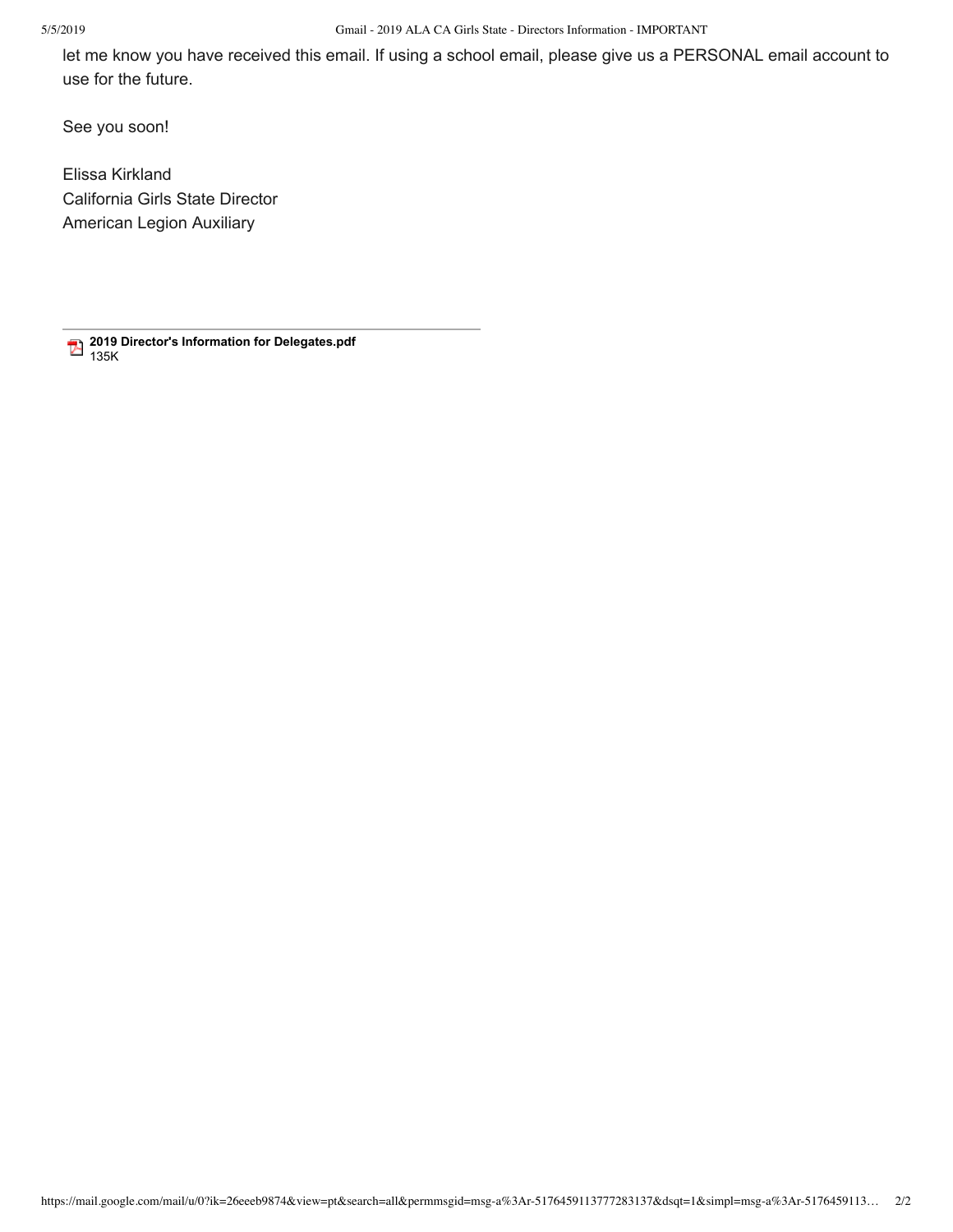let me know you have received this email. If using a school email, please give us a PERSONAL email account to use for the future.

See you soon!

Elissa Kirkland
California Girls State Director
American Legion Auxiliary

---

**2019 Director's Information for Delegates.pdf**
135K